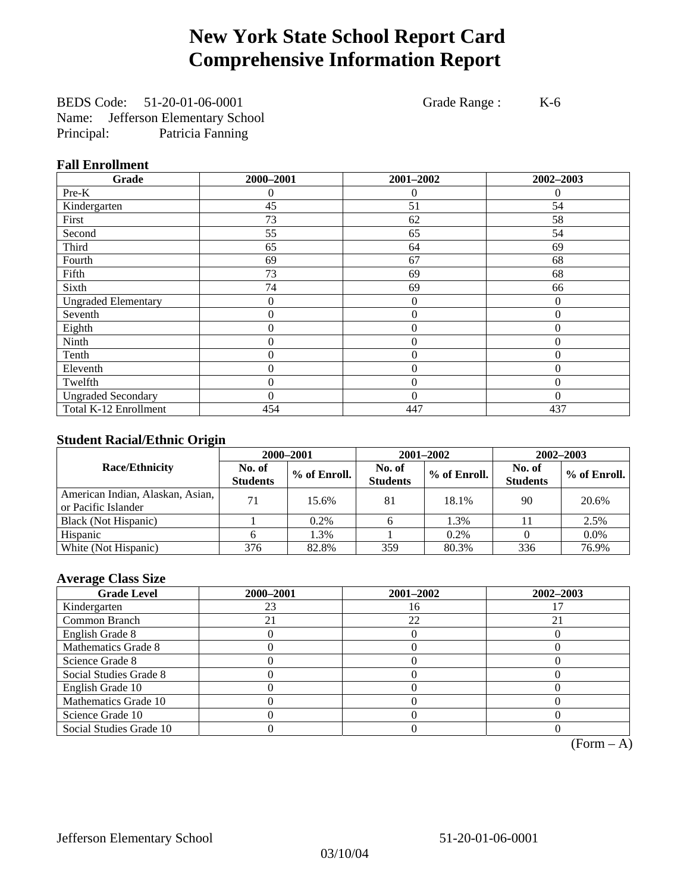# New York State School Report Card
# Comprehensive Information Report

BEDS Code: 51-20-01-06-0001 Grade Range : K-6
Name: Jefferson Elementary School
Principal: Patricia Fanning

### Fall Enrollment

| Grade | 2000–2001 | 2001–2002 | 2002–2003 |
|---|---|---|---|
| Pre-K | 0 | 0 | 0 |
| Kindergarten | 45 | 51 | 54 |
| First | 73 | 62 | 58 |
| Second | 55 | 65 | 54 |
| Third | 65 | 64 | 69 |
| Fourth | 69 | 67 | 68 |
| Fifth | 73 | 69 | 68 |
| Sixth | 74 | 69 | 66 |
| Ungraded Elementary | 0 | 0 | 0 |
| Seventh | 0 | 0 | 0 |
| Eighth | 0 | 0 | 0 |
| Ninth | 0 | 0 | 0 |
| Tenth | 0 | 0 | 0 |
| Eleventh | 0 | 0 | 0 |
| Twelfth | 0 | 0 | 0 |
| Ungraded Secondary | 0 | 0 | 0 |
| Total K-12 Enrollment | 454 | 447 | 437 |

### Student Racial/Ethnic Origin

| Race/Ethnicity | 2000–2001 | | 2001–2002 | | 2002–2003 | |
|---|---|---|---|---|---|---|
| | No. of Students | % of Enroll. | No. of Students | % of Enroll. | No. of Students | % of Enroll. |
| American Indian, Alaskan, Asian, or Pacific Islander | 71 | 15.6% | 81 | 18.1% | 90 | 20.6% |
| Black (Not Hispanic) | 1 | 0.2% | 6 | 1.3% | 11 | 2.5% |
| Hispanic | 6 | 1.3% | 1 | 0.2% | 0 | 0.0% |
| White (Not Hispanic) | 376 | 82.8% | 359 | 80.3% | 336 | 76.9% |

### Average Class Size

| Grade Level | 2000–2001 | 2001–2002 | 2002–2003 |
|---|---|---|---|
| Kindergarten | 23 | 16 | 17 |
| Common Branch | 21 | 22 | 21 |
| English Grade 8 | 0 | 0 | 0 |
| Mathematics Grade 8 | 0 | 0 | 0 |
| Science Grade 8 | 0 | 0 | 0 |
| Social Studies Grade 8 | 0 | 0 | 0 |
| English Grade 10 | 0 | 0 | 0 |
| Mathematics Grade 10 | 0 | 0 | 0 |
| Science Grade 10 | 0 | 0 | 0 |
| Social Studies Grade 10 | 0 | 0 | 0 |

(Form – A)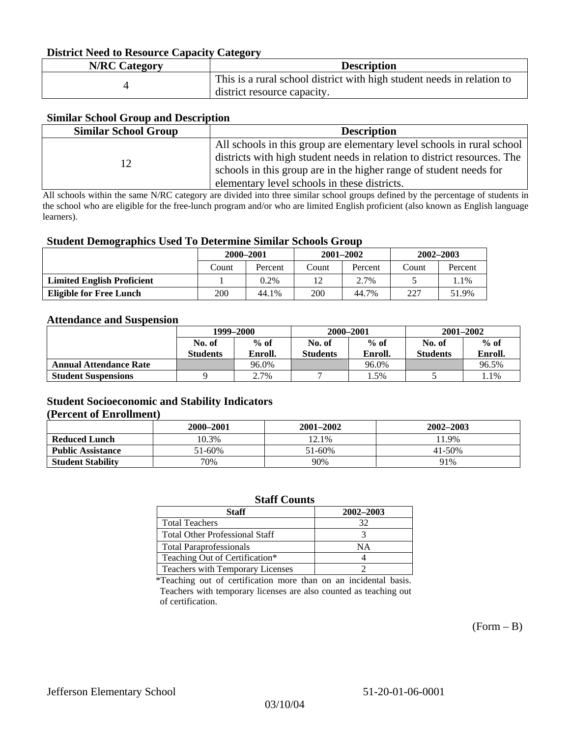### District Need to Resource Capacity Category

| N/RC Category | Description |
|---|---|
| 4 | This is a rural school district with high student needs in relation to district resource capacity. |

### Similar School Group and Description

| Similar School Group | Description |
|---|---|
| 12 | All schools in this group are elementary level schools in rural school districts with high student needs in relation to district resources. The schools in this group are in the higher range of student needs for elementary level schools in these districts. |

All schools within the same N/RC category are divided into three similar school groups defined by the percentage of students in the school who are eligible for the free-lunch program and/or who are limited English proficient (also known as English language learners).

### Student Demographics Used To Determine Similar Schools Group

| | 2000–2001 | | 2001–2002 | | 2002–2003 | |
|---|---|---|---|---|---|---|
| | Count | Percent | Count | Percent | Count | Percent |
| **Limited English Proficient** | 1 | 0.2% | 12 | 2.7% | 5 | 1.1% |
| **Eligible for Free Lunch** | 200 | 44.1% | 200 | 44.7% | 227 | 51.9% |

### Attendance and Suspension

| | 1999–2000 | | 2000–2001 | | 2001–2002 | |
|---|---|---|---|---|---|---|
| | No. of Students | % of Enroll. | No. of Students | % of Enroll. | No. of Students | % of Enroll. |
| **Annual Attendance Rate** | | 96.0% | | 96.0% | | 96.5% |
| **Student Suspensions** | 9 | 2.7% | 7 | 1.5% | 5 | 1.1% |

### Student Socioeconomic and Stability Indicators
### (Percent of Enrollment)

| | 2000–2001 | 2001–2002 | 2002–2003 |
|---|---|---|---|
| **Reduced Lunch** | 10.3% | 12.1% | 11.9% |
| **Public Assistance** | 51-60% | 51-60% | 41-50% |
| **Student Stability** | 70% | 90% | 91% |

### Staff Counts

| Staff | 2002–2003 |
|---|---|
| Total Teachers | 32 |
| Total Other Professional Staff | 3 |
| Total Paraprofessionals | NA |
| Teaching Out of Certification* | 4 |
| Teachers with Temporary Licenses | 2 |

*Teaching out of certification more than on an incidental basis. Teachers with temporary licenses are also counted as teaching out of certification.

(Form – B)

Jefferson Elementary School 51-20-01-06-0001

03/10/04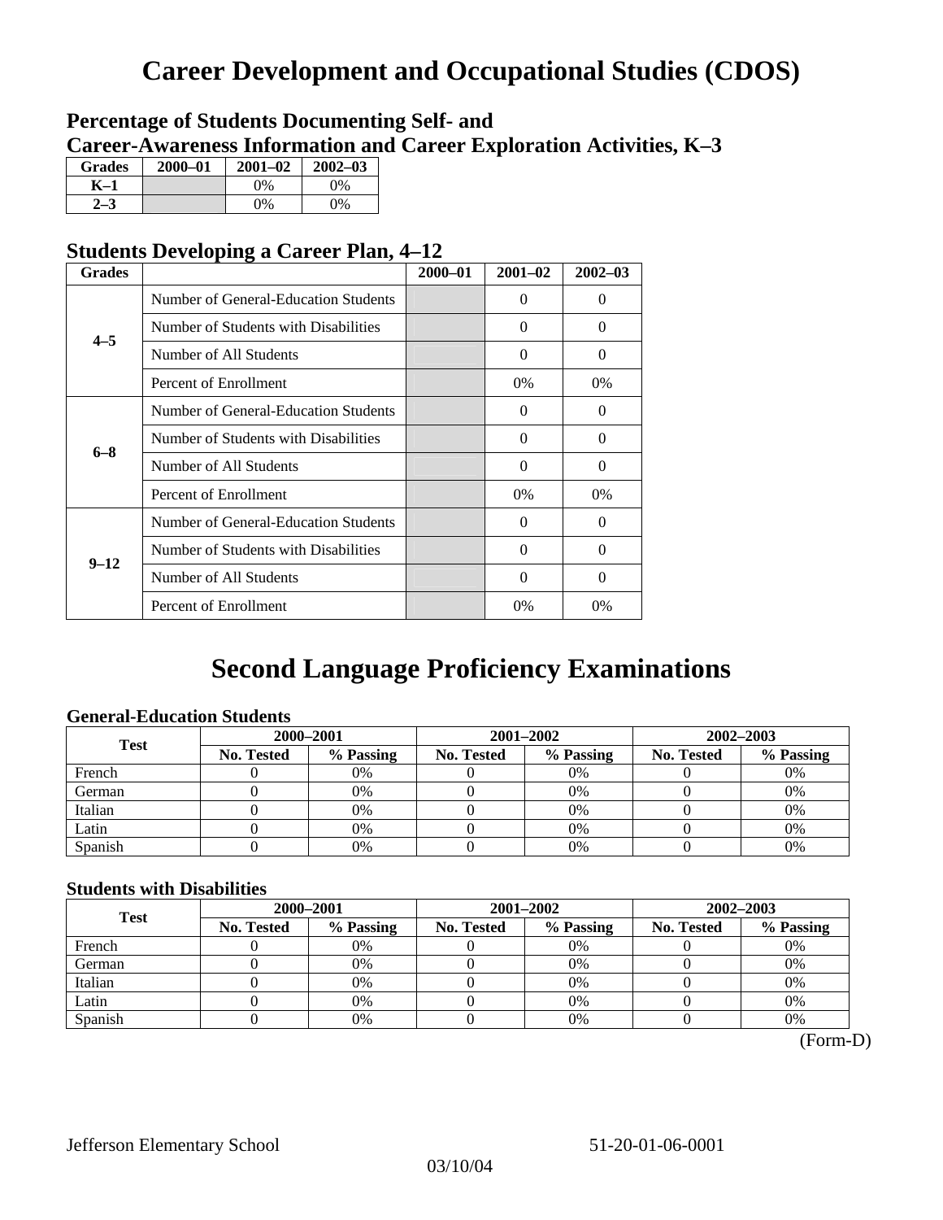# Career Development and Occupational Studies (CDOS)

### Percentage of Students Documenting Self- and Career-Awareness Information and Career Exploration Activities, K–3

| Grades | 2000–01 | 2001–02 | 2002–03 |
|---|---|---|---|
| K–1 | | 0% | 0% |
| 2–3 | | 0% | 0% |

### Students Developing a Career Plan, 4–12

| Grades | | 2000–01 | 2001–02 | 2002–03 |
|---|---|---|---|---|
| 4–5 | Number of General-Education Students | | 0 | 0 |
| | Number of Students with Disabilities | | 0 | 0 |
| | Number of All Students | | 0 | 0 |
| | Percent of Enrollment | | 0% | 0% |
| 6–8 | Number of General-Education Students | | 0 | 0 |
| | Number of Students with Disabilities | | 0 | 0 |
| | Number of All Students | | 0 | 0 |
| | Percent of Enrollment | | 0% | 0% |
| 9–12 | Number of General-Education Students | | 0 | 0 |
| | Number of Students with Disabilities | | 0 | 0 |
| | Number of All Students | | 0 | 0 |
| | Percent of Enrollment | | 0% | 0% |

# Second Language Proficiency Examinations

### General-Education Students

| Test | 2000–2001 | | 2001–2002 | | 2002–2003 | |
|---|---|---|---|---|---|---|
| | No. Tested | % Passing | No. Tested | % Passing | No. Tested | % Passing |
| French | 0 | 0% | 0 | 0% | 0 | 0% |
| German | 0 | 0% | 0 | 0% | 0 | 0% |
| Italian | 0 | 0% | 0 | 0% | 0 | 0% |
| Latin | 0 | 0% | 0 | 0% | 0 | 0% |
| Spanish | 0 | 0% | 0 | 0% | 0 | 0% |

### Students with Disabilities

| Test | 2000–2001 | | 2001–2002 | | 2002–2003 | |
|---|---|---|---|---|---|---|
| | No. Tested | % Passing | No. Tested | % Passing | No. Tested | % Passing |
| French | 0 | 0% | 0 | 0% | 0 | 0% |
| German | 0 | 0% | 0 | 0% | 0 | 0% |
| Italian | 0 | 0% | 0 | 0% | 0 | 0% |
| Latin | 0 | 0% | 0 | 0% | 0 | 0% |
| Spanish | 0 | 0% | 0 | 0% | 0 | 0% |

(Form-D)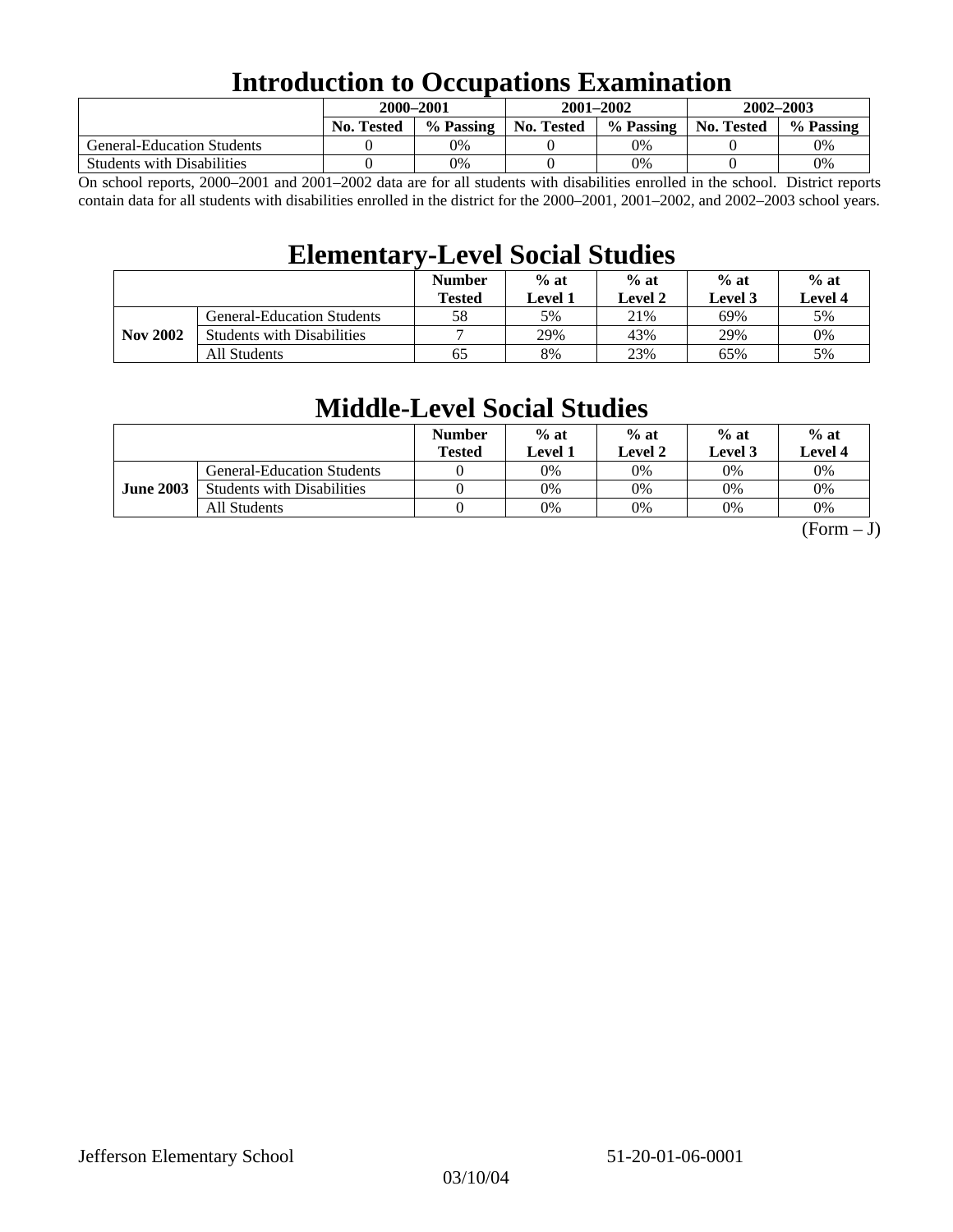# Introduction to Occupations Examination

| | 2000–2001 | | 2001–2002 | | 2002–2003 | |
|---|---|---|---|---|---|---|
| | No. Tested | % Passing | No. Tested | % Passing | No. Tested | % Passing |
| General-Education Students | 0 | 0% | 0 | 0% | 0 | 0% |
| Students with Disabilities | 0 | 0% | 0 | 0% | 0 | 0% |

On school reports, 2000–2001 and 2001–2002 data are for all students with disabilities enrolled in the school. District reports contain data for all students with disabilities enrolled in the district for the 2000–2001, 2001–2002, and 2002–2003 school years.

# Elementary-Level Social Studies

| | | Number Tested | % at Level 1 | % at Level 2 | % at Level 3 | % at Level 4 |
|---|---|---|---|---|---|---|
| Nov 2002 | General-Education Students | 58 | 5% | 21% | 69% | 5% |
| | Students with Disabilities | 7 | 29% | 43% | 29% | 0% |
| | All Students | 65 | 8% | 23% | 65% | 5% |

# Middle-Level Social Studies

| | | Number Tested | % at Level 1 | % at Level 2 | % at Level 3 | % at Level 4 |
|---|---|---|---|---|---|---|
| June 2003 | General-Education Students | 0 | 0% | 0% | 0% | 0% |
| | Students with Disabilities | 0 | 0% | 0% | 0% | 0% |
| | All Students | 0 | 0% | 0% | 0% | 0% |

(Form – J)